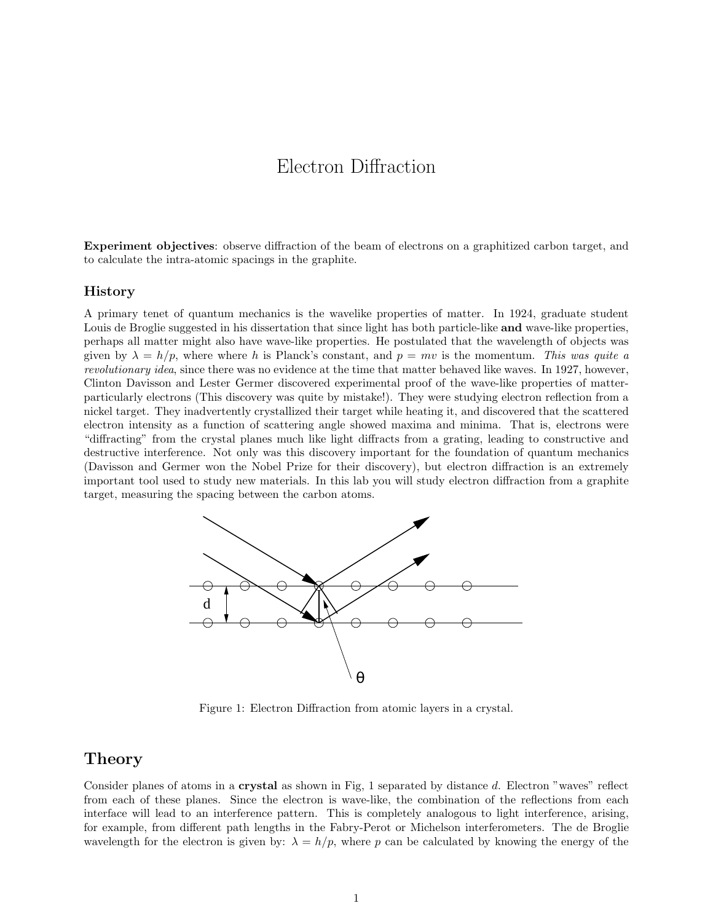# Electron Diffraction

**Experiment objectives**: observe diffraction of the beam of electrons on a graphitized carbon target, and to calculate the intra-atomic spacings in the graphite.

### History

A primary tenet of quantum mechanics is the wavelike properties of matter. In 1924, graduate student Louis de Broglie suggested in his dissertation that since light has both particle-like **and** wave-like properties, perhaps all matter might also have wave-like properties. He postulated that the wavelength of objects was given by $\lambda = h/p$, where where $h$ is Planck's constant, and $p = mv$ is the momentum. *This was quite a revolutionary idea*, since there was no evidence at the time that matter behaved like waves. In 1927, however, Clinton Davisson and Lester Germer discovered experimental proof of the wave-like properties of matter-particularly electrons (This discovery was quite by mistake!). They were studying electron reflection from a nickel target. They inadvertently crystallized their target while heating it, and discovered that the scattered electron intensity as a function of scattering angle showed maxima and minima. That is, electrons were "diffracting" from the crystal planes much like light diffracts from a grating, leading to constructive and destructive interference. Not only was this discovery important for the foundation of quantum mechanics (Davisson and Germer won the Nobel Prize for their discovery), but electron diffraction is an extremely important tool used to study new materials. In this lab you will study electron diffraction from a graphite target, measuring the spacing between the carbon atoms.

Figure 1: Electron Diffraction from atomic layers in a crystal.

## Theory

Consider planes of atoms in a **crystal** as shown in Fig, 1 separated by distance $d$. Electron "waves" reflect from each of these planes. Since the electron is wave-like, the combination of the reflections from each interface will lead to an interference pattern. This is completely analogous to light interference, arising, for example, from different path lengths in the Fabry-Perot or Michelson interferometers. The de Broglie wavelength for the electron is given by: $\lambda = h/p$, where $p$ can be calculated by knowing the energy of the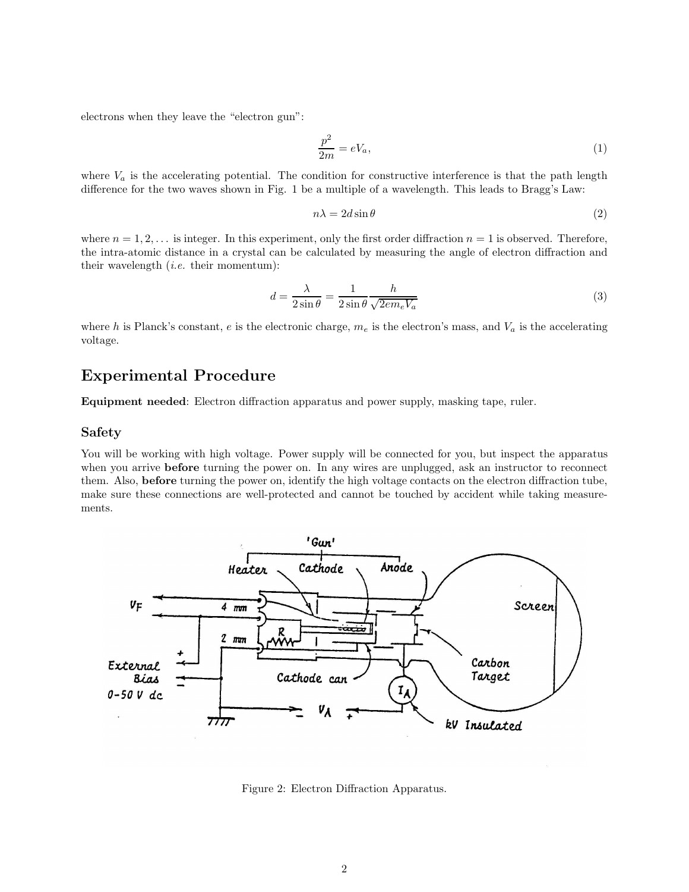electrons when they leave the "electron gun":

$$\frac{p^2}{2m} = eV_a, \tag{1}$$

where $V_a$ is the accelerating potential. The condition for constructive interference is that the path length difference for the two waves shown in Fig. 1 be a multiple of a wavelength. This leads to Bragg's Law:

$$n\lambda = 2d\sin\theta \tag{2}$$

where $n = 1, 2, \ldots$ is integer. In this experiment, only the first order diffraction $n = 1$ is observed. Therefore, the intra-atomic distance in a crystal can be calculated by measuring the angle of electron diffraction and their wavelength (*i.e.* their momentum):

$$d = \frac{\lambda}{2\sin\theta} = \frac{1}{2\sin\theta}\frac{h}{\sqrt{2em_eV_a}} \tag{3}$$

where $h$ is Planck's constant, $e$ is the electronic charge, $m_e$ is the electron's mass, and $V_a$ is the accelerating voltage.

## Experimental Procedure

**Equipment needed**: Electron diffraction apparatus and power supply, masking tape, ruler.

### Safety

You will be working with high voltage. Power supply will be connected for you, but inspect the apparatus when you arrive **before** turning the power on. In any wires are unplugged, ask an instructor to reconnect them. Also, **before** turning the power on, identify the high voltage contacts on the electron diffraction tube, make sure these connections are well-protected and cannot be touched by accident while taking measurements.

Figure 2: Electron Diffraction Apparatus.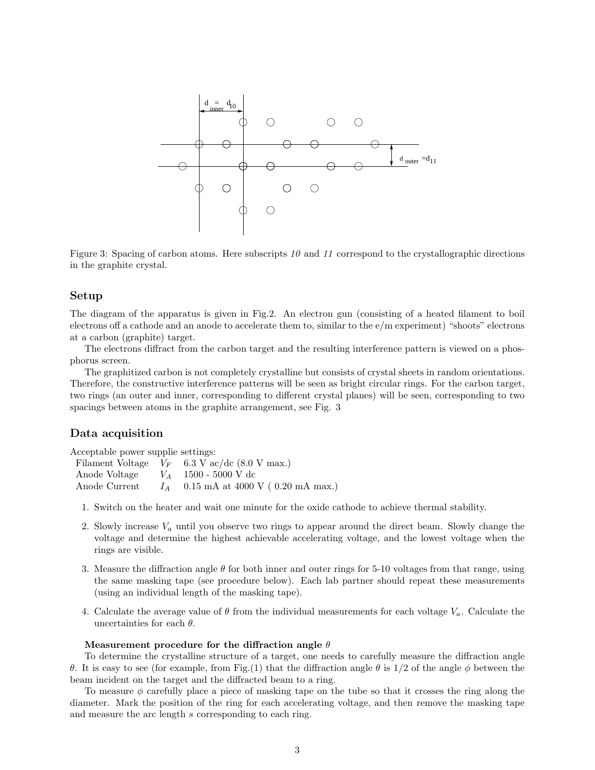Figure 3: Spacing of carbon atoms. Here subscripts *10* and *11* correspond to the crystallographic directions in the graphite crystal.

## Setup

The diagram of the apparatus is given in Fig.2. An electron gun (consisting of a heated filament to boil electrons off a cathode and an anode to accelerate them to, similar to the e/m experiment) "shoots" electrons at a carbon (graphite) target.

The electrons diffract from the carbon target and the resulting interference pattern is viewed on a phosphorus screen.

The graphitized carbon is not completely crystalline but consists of crystal sheets in random orientations. Therefore, the constructive interference patterns will be seen as bright circular rings. For the carbon target, two rings (an outer and inner, corresponding to different crystal planes) will be seen, corresponding to two spacings between atoms in the graphite arrangement, see Fig. 3

## Data acquisition

Acceptable power supplie settings:

| | | |
|---|---|---|
| Filament Voltage | $V_F$ | 6.3 V ac/dc (8.0 V max.) |
| Anode Voltage | $V_A$ | 1500 - 5000 V dc |
| Anode Current | $I_A$ | 0.15 mA at 4000 V ( 0.20 mA max.) |

1. Switch on the heater and wait one minute for the oxide cathode to achieve thermal stability.
2. Slowly increase $V_a$ until you observe two rings to appear around the direct beam. Slowly change the voltage and determine the highest achievable accelerating voltage, and the lowest voltage when the rings are visible.
3. Measure the diffraction angle $\theta$ for both inner and outer rings for 5-10 voltages from that range, using the same masking tape (see procedure below). Each lab partner should repeat these measurements (using an individual length of the masking tape).
4. Calculate the average value of $\theta$ from the individual measurements for each voltage $V_a$. Calculate the uncertainties for each $\theta$.

**Measurement procedure for the diffraction angle $\theta$**

To determine the crystalline structure of a target, one needs to carefully measure the diffraction angle $\theta$. It is easy to see (for example, from Fig.(1) that the diffraction angle $\theta$ is 1/2 of the angle $\phi$ between the beam incident on the target and the diffracted beam to a ring.

To measure $\phi$ carefully place a piece of masking tape on the tube so that it crosses the ring along the diameter. Mark the position of the ring for each accelerating voltage, and then remove the masking tape and measure the arc length $s$ corresponding to each ring.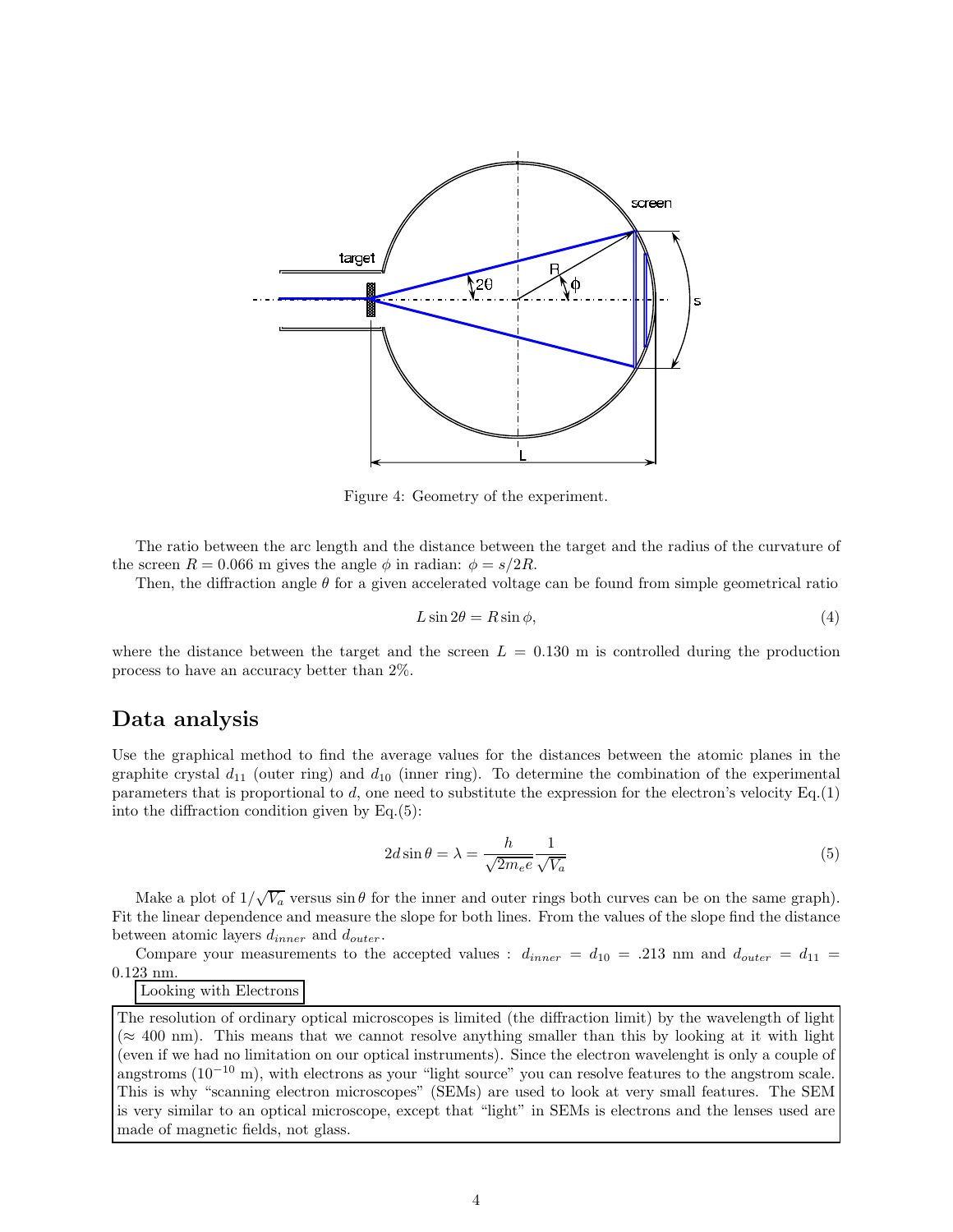screen

target

R

$2\theta$

$\phi$

s

L

Figure 4: Geometry of the experiment.

The ratio between the arc length and the distance between the target and the radius of the curvature of the screen $R = 0.066$ m gives the angle $\phi$ in radian: $\phi = s/2R$.

Then, the diffraction angle $\theta$ for a given accelerated voltage can be found from simple geometrical ratio

$$L \sin 2\theta = R \sin \phi, \tag{4}$$

where the distance between the target and the screen $L = 0.130$ m is controlled during the production process to have an accuracy better than 2%.

## Data analysis

Use the graphical method to find the average values for the distances between the atomic planes in the graphite crystal $d_{11}$ (outer ring) and $d_{10}$ (inner ring). To determine the combination of the experimental parameters that is proportional to $d$, one need to substitute the expression for the electron's velocity Eq.(1) into the diffraction condition given by Eq.(5):

$$2d \sin \theta = \lambda = \frac{h}{\sqrt{2m_e e}} \frac{1}{\sqrt{V_a}} \tag{5}$$

Make a plot of $1/\sqrt{V_a}$ versus $\sin \theta$ for the inner and outer rings both curves can be on the same graph). Fit the linear dependence and measure the slope for both lines. From the values of the slope find the distance between atomic layers $d_{inner}$ and $d_{outer}$.

Compare your measurements to the accepted values : $d_{inner} = d_{10} = .213$ nm and $d_{outer} = d_{11} = 0.123$ nm.

**Looking with Electrons**

The resolution of ordinary optical microscopes is limited (the diffraction limit) by the wavelength of light ($\approx 400$ nm). This means that we cannot resolve anything smaller than this by looking at it with light (even if we had no limitation on our optical instruments). Since the electron wavelenght is only a couple of angstroms ($10^{-10}$ m), with electrons as your "light source" you can resolve features to the angstrom scale. This is why "scanning electron microscopes" (SEMs) are used to look at very small features. The SEM is very similar to an optical microscope, except that "light" in SEMs is electrons and the lenses used are made of magnetic fields, not glass.